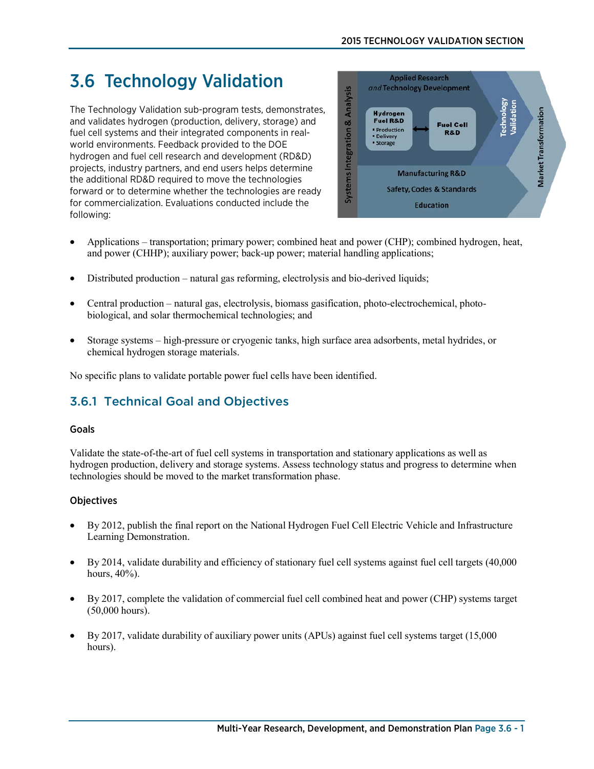# 3.6 Technology Validation

The Technology Validation sub-program tests, demonstrates, and validates hydrogen (production, delivery, storage) and fuel cell systems and their integrated components in real-world environments. Feedback provided to the DOE hydrogen and fuel cell research and development (RD&D) projects, industry partners, and end users helps determine the additional RD&D required to move the technologies forward or to determine whether the technologies are ready for commercialization. Evaluations conducted include the following:

Systems Integration & Analysis
Applied Research and Technology Development
Hydrogen Fuel R&D
- Production
- Delivery
- Storage
Fuel Cell R&D
Technology Validation
Manufacturing R&D
Safety, Codes & Standards
Education
Market Transformation

- Applications – transportation; primary power; combined heat and power (CHP); combined hydrogen, heat, and power (CHHP); auxiliary power; back-up power; material handling applications;
- Distributed production – natural gas reforming, electrolysis and bio-derived liquids;
- Central production – natural gas, electrolysis, biomass gasification, photo-electrochemical, photo-biological, and solar thermochemical technologies; and
- Storage systems – high-pressure or cryogenic tanks, high surface area adsorbents, metal hydrides, or chemical hydrogen storage materials.

No specific plans to validate portable power fuel cells have been identified.

## 3.6.1 Technical Goal and Objectives

### Goals

Validate the state-of-the-art of fuel cell systems in transportation and stationary applications as well as hydrogen production, delivery and storage systems. Assess technology status and progress to determine when technologies should be moved to the market transformation phase.

### Objectives

- By 2012, publish the final report on the National Hydrogen Fuel Cell Electric Vehicle and Infrastructure Learning Demonstration.
- By 2014, validate durability and efficiency of stationary fuel cell systems against fuel cell targets (40,000 hours, 40%).
- By 2017, complete the validation of commercial fuel cell combined heat and power (CHP) systems target (50,000 hours).
- By 2017, validate durability of auxiliary power units (APUs) against fuel cell systems target (15,000 hours).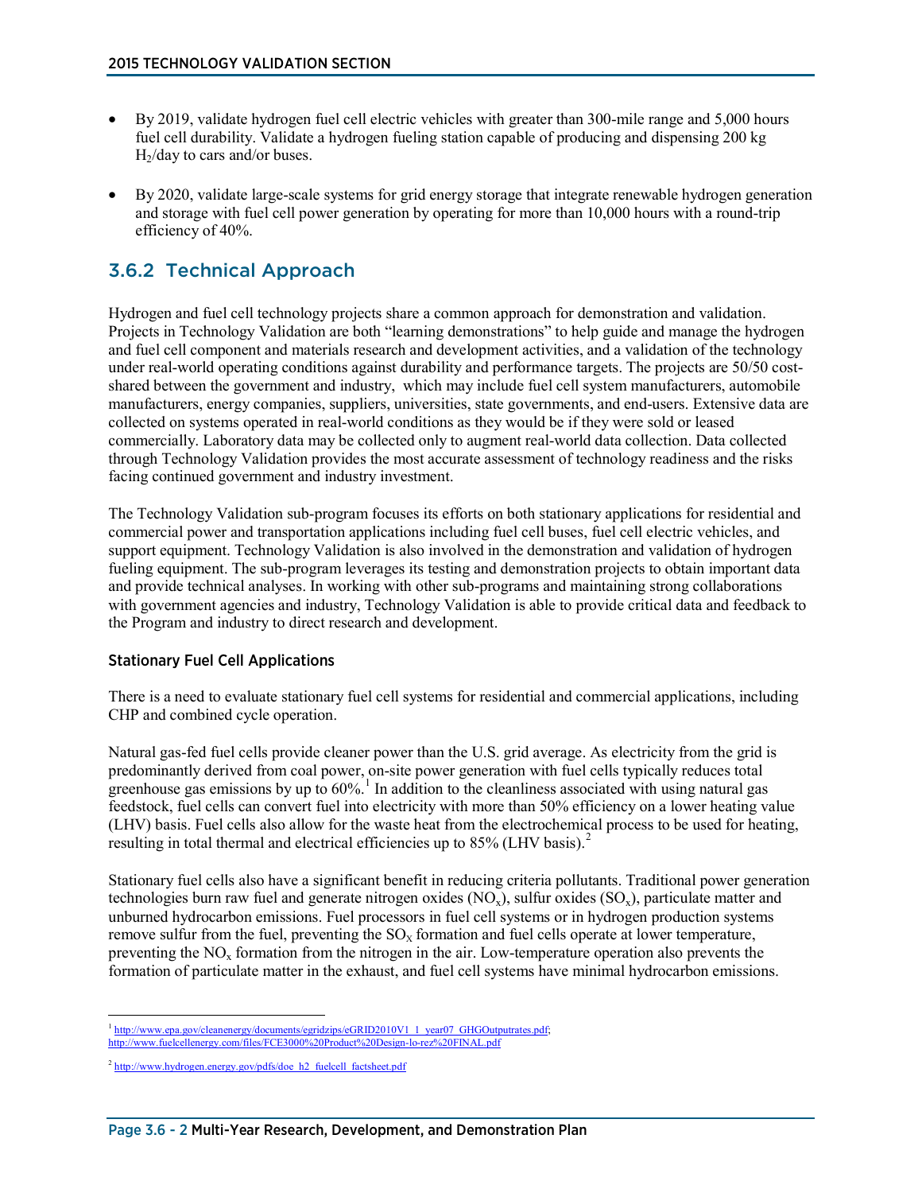- By 2019, validate hydrogen fuel cell electric vehicles with greater than 300-mile range and 5,000 hours fuel cell durability. Validate a hydrogen fueling station capable of producing and dispensing 200 kg $H_2$/day to cars and/or buses.

- By 2020, validate large-scale systems for grid energy storage that integrate renewable hydrogen generation and storage with fuel cell power generation by operating for more than 10,000 hours with a round-trip efficiency of 40%.

## 3.6.2 Technical Approach

Hydrogen and fuel cell technology projects share a common approach for demonstration and validation. Projects in Technology Validation are both "learning demonstrations" to help guide and manage the hydrogen and fuel cell component and materials research and development activities, and a validation of the technology under real-world operating conditions against durability and performance targets. The projects are 50/50 cost-shared between the government and industry, which may include fuel cell system manufacturers, automobile manufacturers, energy companies, suppliers, universities, state governments, and end-users. Extensive data are collected on systems operated in real-world conditions as they would be if they were sold or leased commercially. Laboratory data may be collected only to augment real-world data collection. Data collected through Technology Validation provides the most accurate assessment of technology readiness and the risks facing continued government and industry investment.

The Technology Validation sub-program focuses its efforts on both stationary applications for residential and commercial power and transportation applications including fuel cell buses, fuel cell electric vehicles, and support equipment. Technology Validation is also involved in the demonstration and validation of hydrogen fueling equipment. The sub-program leverages its testing and demonstration projects to obtain important data and provide technical analyses. In working with other sub-programs and maintaining strong collaborations with government agencies and industry, Technology Validation is able to provide critical data and feedback to the Program and industry to direct research and development.

### Stationary Fuel Cell Applications

There is a need to evaluate stationary fuel cell systems for residential and commercial applications, including CHP and combined cycle operation.

Natural gas-fed fuel cells provide cleaner power than the U.S. grid average. As electricity from the grid is predominantly derived from coal power, on-site power generation with fuel cells typically reduces total greenhouse gas emissions by up to 60%.[1] In addition to the cleanliness associated with using natural gas feedstock, fuel cells can convert fuel into electricity with more than 50% efficiency on a lower heating value (LHV) basis. Fuel cells also allow for the waste heat from the electrochemical process to be used for heating, resulting in total thermal and electrical efficiencies up to 85% (LHV basis).[2]

Stationary fuel cells also have a significant benefit in reducing criteria pollutants. Traditional power generation technologies burn raw fuel and generate nitrogen oxides ($NO_x$), sulfur oxides ($SO_x$), particulate matter and unburned hydrocarbon emissions. Fuel processors in fuel cell systems or in hydrogen production systems remove sulfur from the fuel, preventing the $SO_X$ formation and fuel cells operate at lower temperature, preventing the $NO_x$ formation from the nitrogen in the air. Low-temperature operation also prevents the formation of particulate matter in the exhaust, and fuel cell systems have minimal hydrocarbon emissions.

---

[1] http://www.epa.gov/cleanenergy/documents/egridzips/eGRID2010V1_1_year07_GHGOutputrates.pdf; http://www.fuelcellenergy.com/files/FCE3000%20Product%20Design-lo-rez%20FINAL.pdf

[2] http://www.hydrogen.energy.gov/pdfs/doe_h2_fuelcell_factsheet.pdf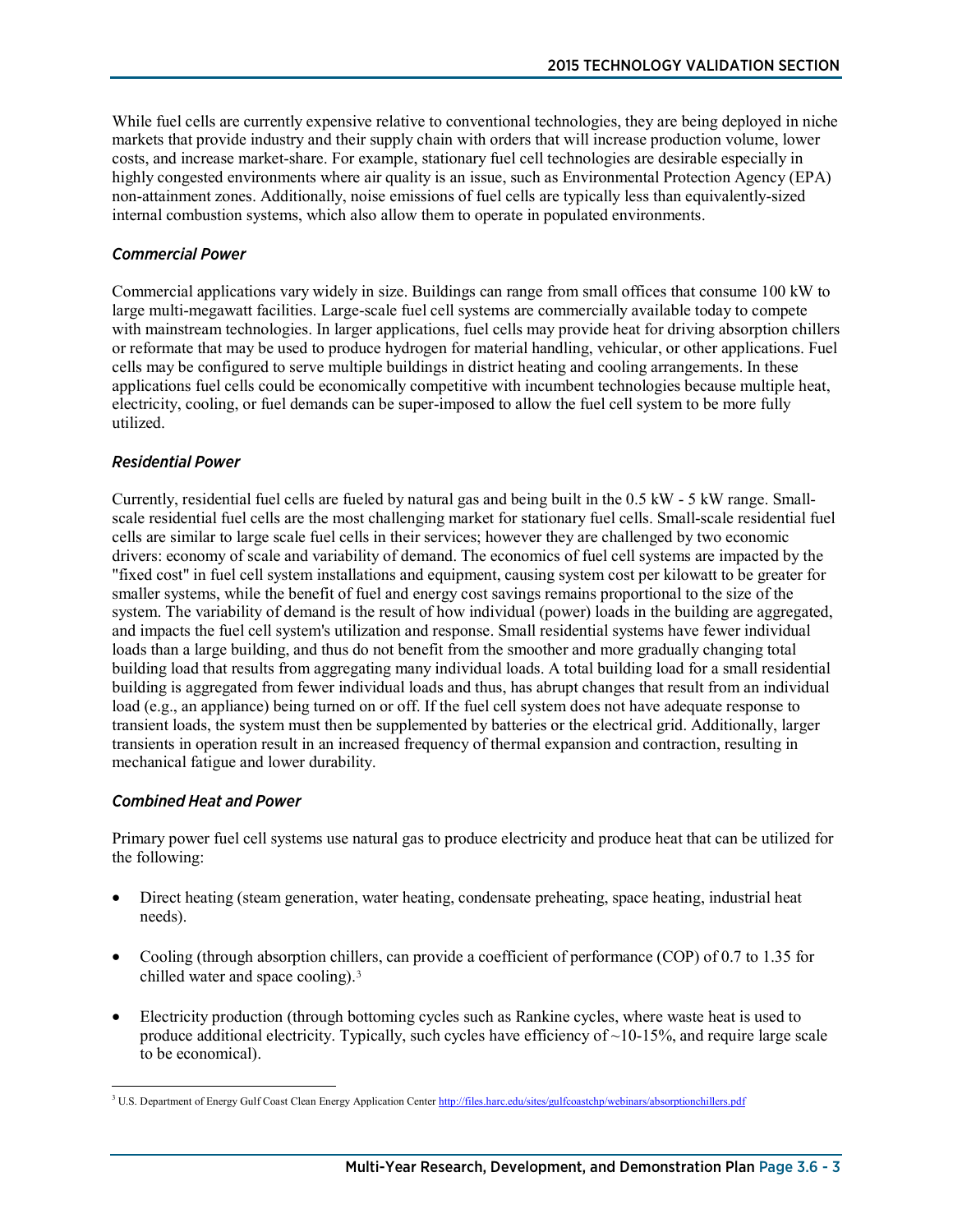While fuel cells are currently expensive relative to conventional technologies, they are being deployed in niche markets that provide industry and their supply chain with orders that will increase production volume, lower costs, and increase market-share. For example, stationary fuel cell technologies are desirable especially in highly congested environments where air quality is an issue, such as Environmental Protection Agency (EPA) non-attainment zones. Additionally, noise emissions of fuel cells are typically less than equivalently-sized internal combustion systems, which also allow them to operate in populated environments.

### *Commercial Power*

Commercial applications vary widely in size. Buildings can range from small offices that consume 100 kW to large multi-megawatt facilities. Large-scale fuel cell systems are commercially available today to compete with mainstream technologies. In larger applications, fuel cells may provide heat for driving absorption chillers or reformate that may be used to produce hydrogen for material handling, vehicular, or other applications. Fuel cells may be configured to serve multiple buildings in district heating and cooling arrangements. In these applications fuel cells could be economically competitive with incumbent technologies because multiple heat, electricity, cooling, or fuel demands can be super-imposed to allow the fuel cell system to be more fully utilized.

### *Residential Power*

Currently, residential fuel cells are fueled by natural gas and being built in the 0.5 kW - 5 kW range. Small-scale residential fuel cells are the most challenging market for stationary fuel cells. Small-scale residential fuel cells are similar to large scale fuel cells in their services; however they are challenged by two economic drivers: economy of scale and variability of demand. The economics of fuel cell systems are impacted by the "fixed cost" in fuel cell system installations and equipment, causing system cost per kilowatt to be greater for smaller systems, while the benefit of fuel and energy cost savings remains proportional to the size of the system. The variability of demand is the result of how individual (power) loads in the building are aggregated, and impacts the fuel cell system's utilization and response. Small residential systems have fewer individual loads than a large building, and thus do not benefit from the smoother and more gradually changing total building load that results from aggregating many individual loads. A total building load for a small residential building is aggregated from fewer individual loads and thus, has abrupt changes that result from an individual load (e.g., an appliance) being turned on or off. If the fuel cell system does not have adequate response to transient loads, the system must then be supplemented by batteries or the electrical grid. Additionally, larger transients in operation result in an increased frequency of thermal expansion and contraction, resulting in mechanical fatigue and lower durability.

### *Combined Heat and Power*

Primary power fuel cell systems use natural gas to produce electricity and produce heat that can be utilized for the following:

- Direct heating (steam generation, water heating, condensate preheating, space heating, industrial heat needs).
- Cooling (through absorption chillers, can provide a coefficient of performance (COP) of 0.7 to 1.35 for chilled water and space cooling).[3]
- Electricity production (through bottoming cycles such as Rankine cycles, where waste heat is used to produce additional electricity. Typically, such cycles have efficiency of ~10-15%, and require large scale to be economical).

[3] U.S. Department of Energy Gulf Coast Clean Energy Application Center http://files.harc.edu/sites/gulfcoastchp/webinars/absorptionchillers.pdf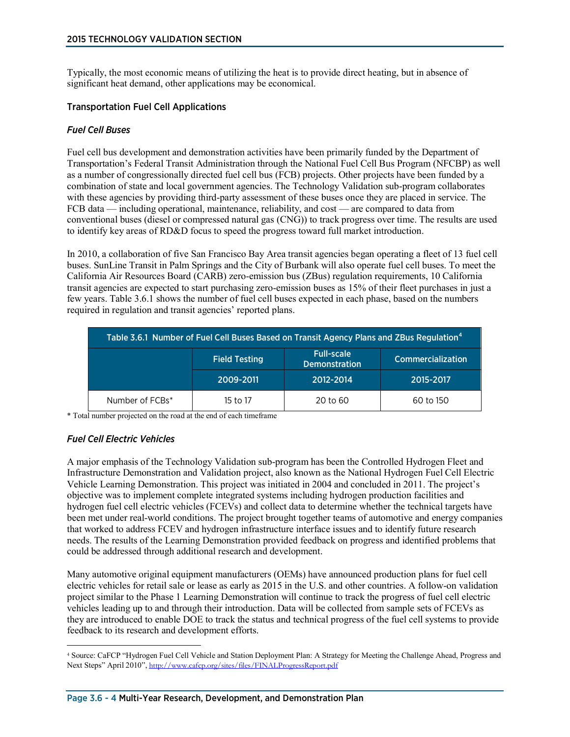Typically, the most economic means of utilizing the heat is to provide direct heating, but in absence of significant heat demand, other applications may be economical.

### Transportation Fuel Cell Applications

#### *Fuel Cell Buses*

Fuel cell bus development and demonstration activities have been primarily funded by the Department of Transportation's Federal Transit Administration through the National Fuel Cell Bus Program (NFCBP) as well as a number of congressionally directed fuel cell bus (FCB) projects. Other projects have been funded by a combination of state and local government agencies. The Technology Validation sub-program collaborates with these agencies by providing third-party assessment of these buses once they are placed in service. The FCB data — including operational, maintenance, reliability, and cost — are compared to data from conventional buses (diesel or compressed natural gas (CNG)) to track progress over time. The results are used to identify key areas of RD&D focus to speed the progress toward full market introduction.

In 2010, a collaboration of five San Francisco Bay Area transit agencies began operating a fleet of 13 fuel cell buses. SunLine Transit in Palm Springs and the City of Burbank will also operate fuel cell buses. To meet the California Air Resources Board (CARB) zero-emission bus (ZBus) regulation requirements, 10 California transit agencies are expected to start purchasing zero-emission buses as 15% of their fleet purchases in just a few years. Table 3.6.1 shows the number of fuel cell buses expected in each phase, based on the numbers required in regulation and transit agencies' reported plans.

**Table 3.6.1 Number of Fuel Cell Buses Based on Transit Agency Plans and ZBus Regulation[4]**

| | Field Testing | Full-scale Demonstration | Commercialization |
|---|---|---|---|
| | 2009-2011 | 2012-2014 | 2015-2017 |
| Number of FCBs* | 15 to 17 | 20 to 60 | 60 to 150 |

\* Total number projected on the road at the end of each timeframe

#### *Fuel Cell Electric Vehicles*

A major emphasis of the Technology Validation sub-program has been the Controlled Hydrogen Fleet and Infrastructure Demonstration and Validation project, also known as the National Hydrogen Fuel Cell Electric Vehicle Learning Demonstration. This project was initiated in 2004 and concluded in 2011. The project's objective was to implement complete integrated systems including hydrogen production facilities and hydrogen fuel cell electric vehicles (FCEVs) and collect data to determine whether the technical targets have been met under real-world conditions. The project brought together teams of automotive and energy companies that worked to address FCEV and hydrogen infrastructure interface issues and to identify future research needs. The results of the Learning Demonstration provided feedback on progress and identified problems that could be addressed through additional research and development.

Many automotive original equipment manufacturers (OEMs) have announced production plans for fuel cell electric vehicles for retail sale or lease as early as 2015 in the U.S. and other countries. A follow-on validation project similar to the Phase 1 Learning Demonstration will continue to track the progress of fuel cell electric vehicles leading up to and through their introduction. Data will be collected from sample sets of FCEVs as they are introduced to enable DOE to track the status and technical progress of the fuel cell systems to provide feedback to its research and development efforts.

[4] Source: CaFCP "Hydrogen Fuel Cell Vehicle and Station Deployment Plan: A Strategy for Meeting the Challenge Ahead, Progress and Next Steps" April 2010", http://www.cafcp.org/sites/files/FINALProgressReport.pdf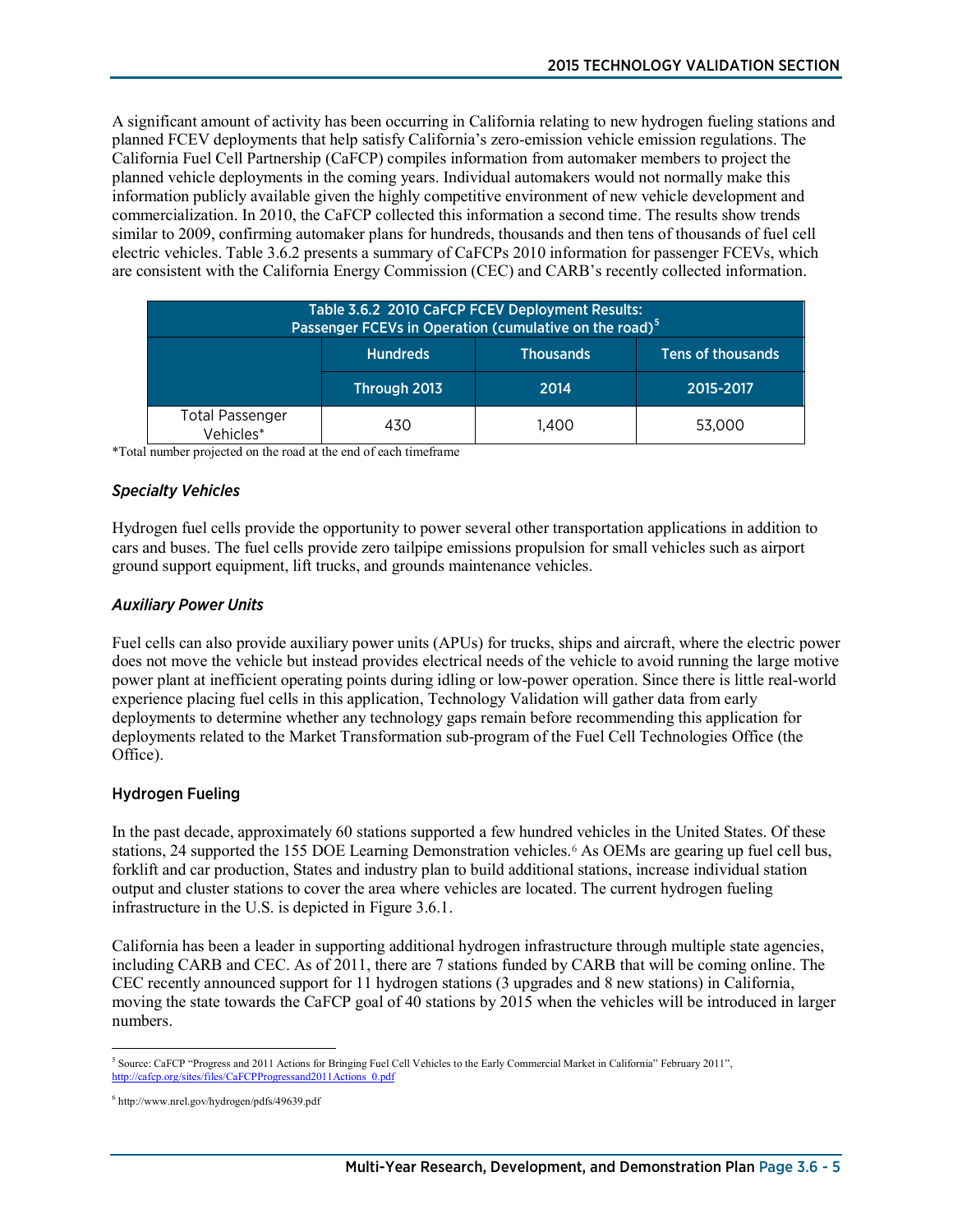A significant amount of activity has been occurring in California relating to new hydrogen fueling stations and planned FCEV deployments that help satisfy California's zero-emission vehicle emission regulations. The California Fuel Cell Partnership (CaFCP) compiles information from automaker members to project the planned vehicle deployments in the coming years. Individual automakers would not normally make this information publicly available given the highly competitive environment of new vehicle development and commercialization. In 2010, the CaFCP collected this information a second time. The results show trends similar to 2009, confirming automaker plans for hundreds, thousands and then tens of thousands of fuel cell electric vehicles. Table 3.6.2 presents a summary of CaFCPs 2010 information for passenger FCEVs, which are consistent with the California Energy Commission (CEC) and CARB's recently collected information.

**Table 3.6.2 2010 CaFCP FCEV Deployment Results: Passenger FCEVs in Operation (cumulative on the road)[5]**

| | Hundreds | Thousands | Tens of thousands |
|---|---|---|---|
| | Through 2013 | 2014 | 2015-2017 |
| Total Passenger Vehicles* | 430 | 1,400 | 53,000 |

*Total number projected on the road at the end of each timeframe

### *Specialty Vehicles*

Hydrogen fuel cells provide the opportunity to power several other transportation applications in addition to cars and buses. The fuel cells provide zero tailpipe emissions propulsion for small vehicles such as airport ground support equipment, lift trucks, and grounds maintenance vehicles.

### *Auxiliary Power Units*

Fuel cells can also provide auxiliary power units (APUs) for trucks, ships and aircraft, where the electric power does not move the vehicle but instead provides electrical needs of the vehicle to avoid running the large motive power plant at inefficient operating points during idling or low-power operation. Since there is little real-world experience placing fuel cells in this application, Technology Validation will gather data from early deployments to determine whether any technology gaps remain before recommending this application for deployments related to the Market Transformation sub-program of the Fuel Cell Technologies Office (the Office).

## Hydrogen Fueling

In the past decade, approximately 60 stations supported a few hundred vehicles in the United States. Of these stations, 24 supported the 155 DOE Learning Demonstration vehicles.[6] As OEMs are gearing up fuel cell bus, forklift and car production, States and industry plan to build additional stations, increase individual station output and cluster stations to cover the area where vehicles are located. The current hydrogen fueling infrastructure in the U.S. is depicted in Figure 3.6.1.

California has been a leader in supporting additional hydrogen infrastructure through multiple state agencies, including CARB and CEC. As of 2011, there are 7 stations funded by CARB that will be coming online. The CEC recently announced support for 11 hydrogen stations (3 upgrades and 8 new stations) in California, moving the state towards the CaFCP goal of 40 stations by 2015 when the vehicles will be introduced in larger numbers.

---

[5] Source: CaFCP "Progress and 2011 Actions for Bringing Fuel Cell Vehicles to the Early Commercial Market in California" February 2011", http://cafcp.org/sites/files/CaFCPProgressand2011Actions_0.pdf

[6] http://www.nrel.gov/hydrogen/pdfs/49639.pdf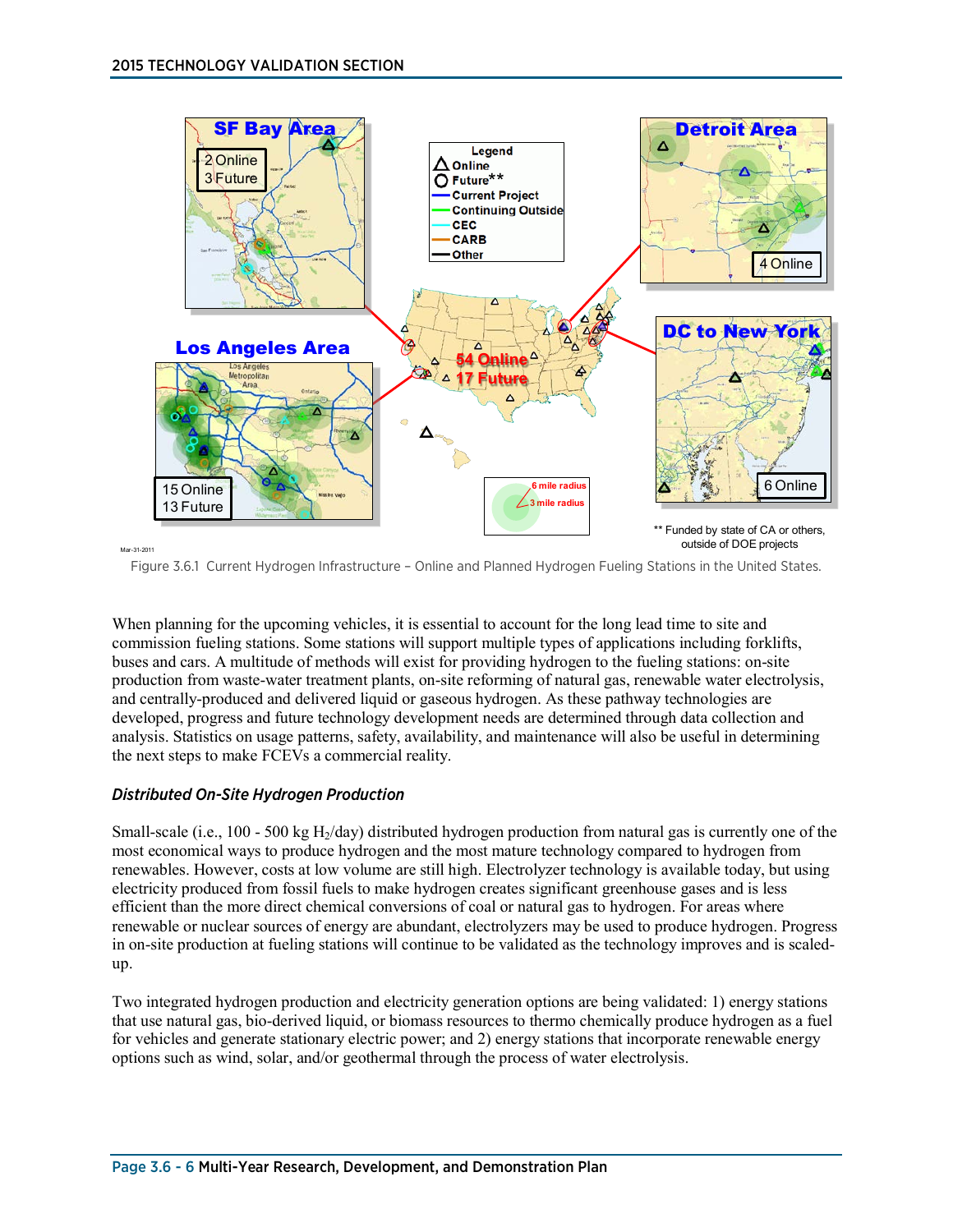SF Bay Area
2 Online
3 Future

Legend
Online
Future**
Current Project
Continuing Outside
CEC
CARB
Other

Detroit Area
4 Online

54 Online
17 Future

Los Angeles Area
15 Online
13 Future

DC to New York
6 Online

6 mile radius
3 mile radius

** Funded by state of CA or others, outside of DOE projects

Mar-31-2011

Figure 3.6.1 Current Hydrogen Infrastructure – Online and Planned Hydrogen Fueling Stations in the United States.

When planning for the upcoming vehicles, it is essential to account for the long lead time to site and commission fueling stations. Some stations will support multiple types of applications including forklifts, buses and cars. A multitude of methods will exist for providing hydrogen to the fueling stations: on-site production from waste-water treatment plants, on-site reforming of natural gas, renewable water electrolysis, and centrally-produced and delivered liquid or gaseous hydrogen. As these pathway technologies are developed, progress and future technology development needs are determined through data collection and analysis. Statistics on usage patterns, safety, availability, and maintenance will also be useful in determining the next steps to make FCEVs a commercial reality.

### *Distributed On-Site Hydrogen Production*

Small-scale (i.e., 100 - 500 kg $H_2$/day) distributed hydrogen production from natural gas is currently one of the most economical ways to produce hydrogen and the most mature technology compared to hydrogen from renewables. However, costs at low volume are still high. Electrolyzer technology is available today, but using electricity produced from fossil fuels to make hydrogen creates significant greenhouse gases and is less efficient than the more direct chemical conversions of coal or natural gas to hydrogen. For areas where renewable or nuclear sources of energy are abundant, electrolyzers may be used to produce hydrogen. Progress in on-site production at fueling stations will continue to be validated as the technology improves and is scaled-up.

Two integrated hydrogen production and electricity generation options are being validated: 1) energy stations that use natural gas, bio-derived liquid, or biomass resources to thermo chemically produce hydrogen as a fuel for vehicles and generate stationary electric power; and 2) energy stations that incorporate renewable energy options such as wind, solar, and/or geothermal through the process of water electrolysis.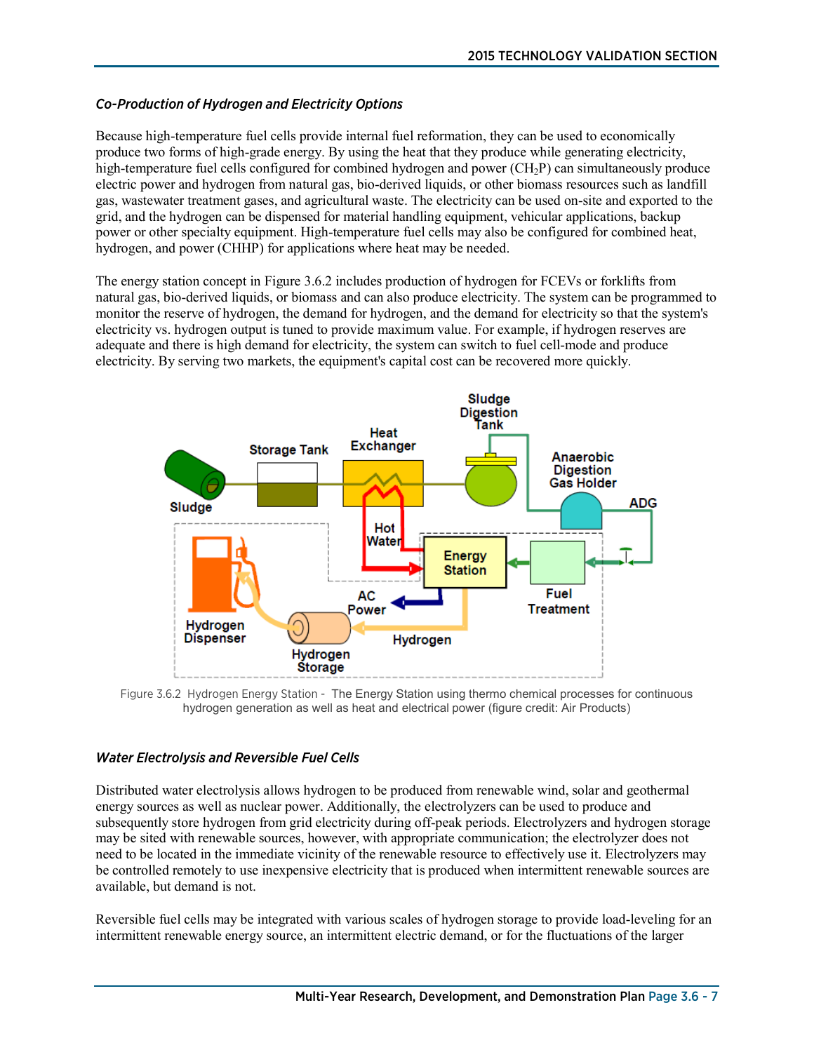### *Co-Production of Hydrogen and Electricity Options*

Because high-temperature fuel cells provide internal fuel reformation, they can be used to economically produce two forms of high-grade energy. By using the heat that they produce while generating electricity, high-temperature fuel cells configured for combined hydrogen and power ($CH_2P$) can simultaneously produce electric power and hydrogen from natural gas, bio-derived liquids, or other biomass resources such as landfill gas, wastewater treatment gases, and agricultural waste. The electricity can be used on-site and exported to the grid, and the hydrogen can be dispensed for material handling equipment, vehicular applications, backup power or other specialty equipment. High-temperature fuel cells may also be configured for combined heat, hydrogen, and power (CHHP) for applications where heat may be needed.

The energy station concept in Figure 3.6.2 includes production of hydrogen for FCEVs or forklifts from natural gas, bio-derived liquids, or biomass and can also produce electricity. The system can be programmed to monitor the reserve of hydrogen, the demand for hydrogen, and the demand for electricity so that the system's electricity vs. hydrogen output is tuned to provide maximum value. For example, if hydrogen reserves are adequate and there is high demand for electricity, the system can switch to fuel cell-mode and produce electricity. By serving two markets, the equipment's capital cost can be recovered more quickly.

Sludge
Storage Tank
Heat Exchanger
Sludge Digestion Tank
Anaerobic Digestion Gas Holder
ADG
Hot Water
Energy Station
Fuel Treatment
AC Power
Hydrogen
Hydrogen Dispenser
Hydrogen Storage

Figure 3.6.2 Hydrogen Energy Station - The Energy Station using thermo chemical processes for continuous hydrogen generation as well as heat and electrical power (figure credit: Air Products)

### *Water Electrolysis and Reversible Fuel Cells*

Distributed water electrolysis allows hydrogen to be produced from renewable wind, solar and geothermal energy sources as well as nuclear power. Additionally, the electrolyzers can be used to produce and subsequently store hydrogen from grid electricity during off-peak periods. Electrolyzers and hydrogen storage may be sited with renewable sources, however, with appropriate communication; the electrolyzer does not need to be located in the immediate vicinity of the renewable resource to effectively use it. Electrolyzers may be controlled remotely to use inexpensive electricity that is produced when intermittent renewable sources are available, but demand is not.

Reversible fuel cells may be integrated with various scales of hydrogen storage to provide load-leveling for an intermittent renewable energy source, an intermittent electric demand, or for the fluctuations of the larger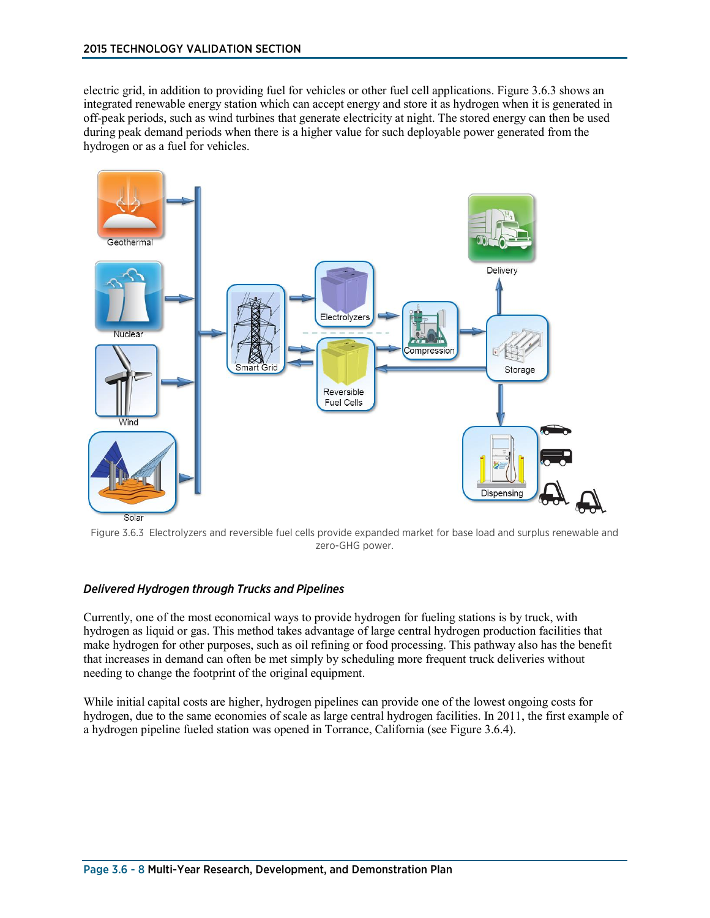electric grid, in addition to providing fuel for vehicles or other fuel cell applications. Figure 3.6.3 shows an integrated renewable energy station which can accept energy and store it as hydrogen when it is generated in off-peak periods, such as wind turbines that generate electricity at night. The stored energy can then be used during peak demand periods when there is a higher value for such deployable power generated from the hydrogen or as a fuel for vehicles.

Geothermal

Nuclear

Wind

Solar

Smart Grid

Electrolyzers

Reversible Fuel Cells

Compression

Storage

Delivery

Dispensing

Figure 3.6.3 Electrolyzers and reversible fuel cells provide expanded market for base load and surplus renewable and zero-GHG power.

### *Delivered Hydrogen through Trucks and Pipelines*

Currently, one of the most economical ways to provide hydrogen for fueling stations is by truck, with hydrogen as liquid or gas. This method takes advantage of large central hydrogen production facilities that make hydrogen for other purposes, such as oil refining or food processing. This pathway also has the benefit that increases in demand can often be met simply by scheduling more frequent truck deliveries without needing to change the footprint of the original equipment.

While initial capital costs are higher, hydrogen pipelines can provide one of the lowest ongoing costs for hydrogen, due to the same economies of scale as large central hydrogen facilities. In 2011, the first example of a hydrogen pipeline fueled station was opened in Torrance, California (see Figure 3.6.4).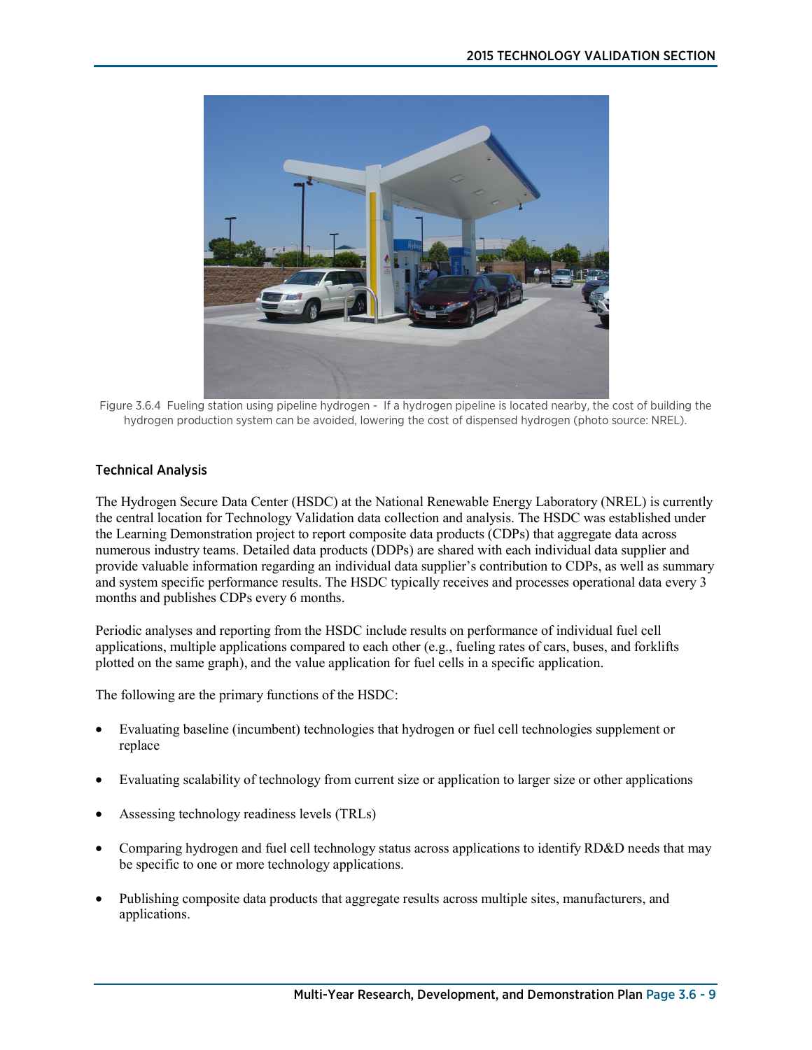Figure 3.6.4 Fueling station using pipeline hydrogen - If a hydrogen pipeline is located nearby, the cost of building the hydrogen production system can be avoided, lowering the cost of dispensed hydrogen (photo source: NREL).

### Technical Analysis

The Hydrogen Secure Data Center (HSDC) at the National Renewable Energy Laboratory (NREL) is currently the central location for Technology Validation data collection and analysis. The HSDC was established under the Learning Demonstration project to report composite data products (CDPs) that aggregate data across numerous industry teams. Detailed data products (DDPs) are shared with each individual data supplier and provide valuable information regarding an individual data supplier's contribution to CDPs, as well as summary and system specific performance results. The HSDC typically receives and processes operational data every 3 months and publishes CDPs every 6 months.

Periodic analyses and reporting from the HSDC include results on performance of individual fuel cell applications, multiple applications compared to each other (e.g., fueling rates of cars, buses, and forklifts plotted on the same graph), and the value application for fuel cells in a specific application.

The following are the primary functions of the HSDC:

- Evaluating baseline (incumbent) technologies that hydrogen or fuel cell technologies supplement or replace
- Evaluating scalability of technology from current size or application to larger size or other applications
- Assessing technology readiness levels (TRLs)
- Comparing hydrogen and fuel cell technology status across applications to identify RD&D needs that may be specific to one or more technology applications.
- Publishing composite data products that aggregate results across multiple sites, manufacturers, and applications.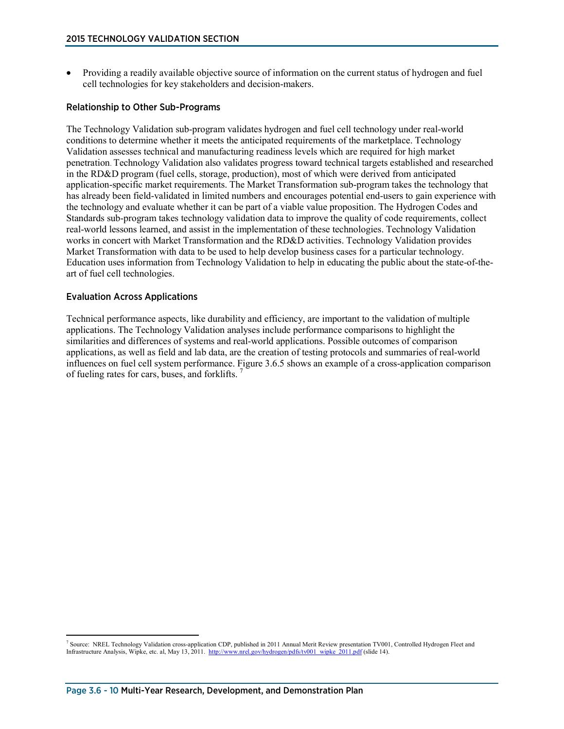- Providing a readily available objective source of information on the current status of hydrogen and fuel cell technologies for key stakeholders and decision-makers.

### Relationship to Other Sub-Programs

The Technology Validation sub-program validates hydrogen and fuel cell technology under real-world conditions to determine whether it meets the anticipated requirements of the marketplace. Technology Validation assesses technical and manufacturing readiness levels which are required for high market penetration. Technology Validation also validates progress toward technical targets established and researched in the RD&D program (fuel cells, storage, production), most of which were derived from anticipated application-specific market requirements. The Market Transformation sub-program takes the technology that has already been field-validated in limited numbers and encourages potential end-users to gain experience with the technology and evaluate whether it can be part of a viable value proposition. The Hydrogen Codes and Standards sub-program takes technology validation data to improve the quality of code requirements, collect real-world lessons learned, and assist in the implementation of these technologies. Technology Validation works in concert with Market Transformation and the RD&D activities. Technology Validation provides Market Transformation with data to be used to help develop business cases for a particular technology. Education uses information from Technology Validation to help in educating the public about the state-of-the-art of fuel cell technologies.

### Evaluation Across Applications

Technical performance aspects, like durability and efficiency, are important to the validation of multiple applications. The Technology Validation analyses include performance comparisons to highlight the similarities and differences of systems and real-world applications. Possible outcomes of comparison applications, as well as field and lab data, are the creation of testing protocols and summaries of real-world influences on fuel cell system performance. Figure 3.6.5 shows an example of a cross-application comparison of fueling rates for cars, buses, and forklifts. [7]

---

[7] Source: NREL Technology Validation cross-application CDP, published in 2011 Annual Merit Review presentation TV001, Controlled Hydrogen Fleet and Infrastructure Analysis, Wipke, etc. al, May 13, 2011. http://www.nrel.gov/hydrogen/pdfs/tv001_wipke_2011.pdf (slide 14).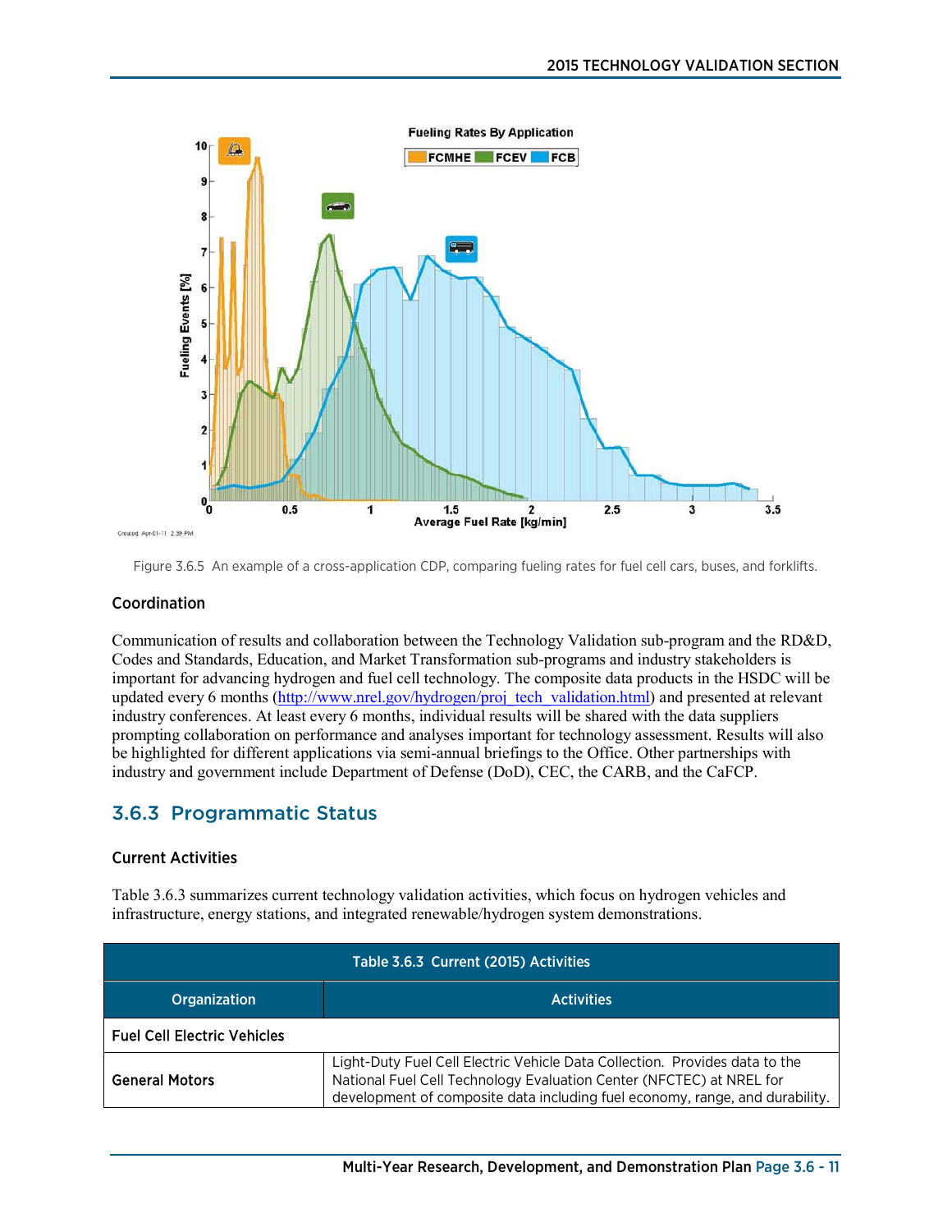Fueling Rates By Application

FCMHE FCEV FCB

Fueling Events [%]

Average Fuel Rate [kg/min]

0 0.5 1 1.5 2 2.5 3 3.5

0 1 2 3 4 5 6 7 8 9 10

Created: Apr-01-11 2:39 PM

Figure 3.6.5 An example of a cross-application CDP, comparing fueling rates for fuel cell cars, buses, and forklifts.

### Coordination

Communication of results and collaboration between the Technology Validation sub-program and the RD&D, Codes and Standards, Education, and Market Transformation sub-programs and industry stakeholders is important for advancing hydrogen and fuel cell technology. The composite data products in the HSDC will be updated every 6 months (http://www.nrel.gov/hydrogen/proj_tech_validation.html) and presented at relevant industry conferences. At least every 6 months, individual results will be shared with the data suppliers prompting collaboration on performance and analyses important for technology assessment. Results will also be highlighted for different applications via semi-annual briefings to the Office. Other partnerships with industry and government include Department of Defense (DoD), CEC, the CARB, and the CaFCP.

## 3.6.3 Programmatic Status

### Current Activities

Table 3.6.3 summarizes current technology validation activities, which focus on hydrogen vehicles and infrastructure, energy stations, and integrated renewable/hydrogen system demonstrations.

Table 3.6.3 Current (2015) Activities

| Organization | Activities |
|---|---|
| **Fuel Cell Electric Vehicles** | |
| **General Motors** | Light-Duty Fuel Cell Electric Vehicle Data Collection. Provides data to the National Fuel Cell Technology Evaluation Center (NFCTEC) at NREL for development of composite data including fuel economy, range, and durability. |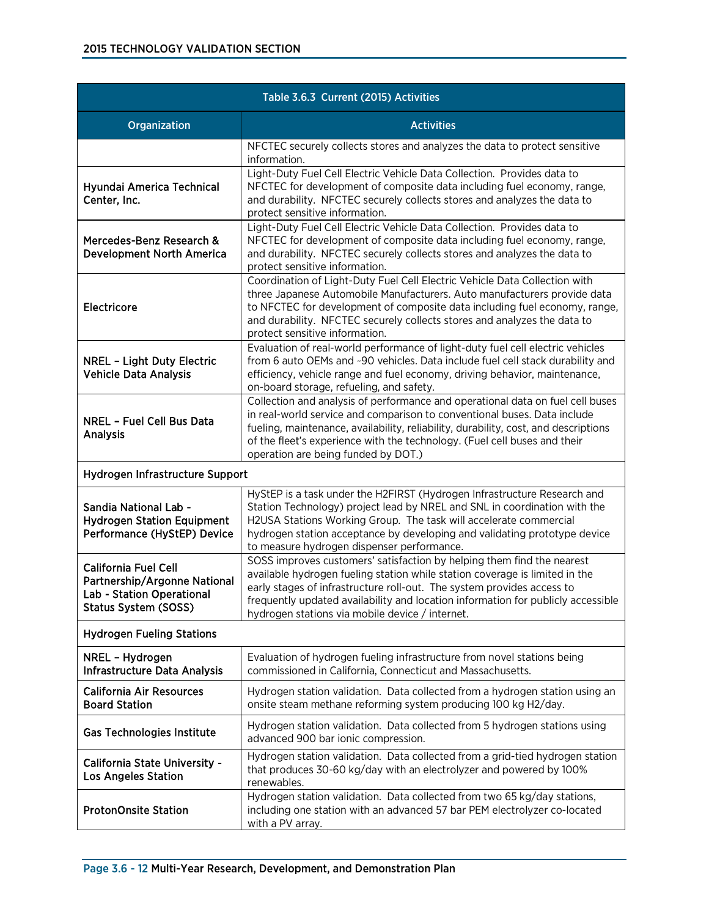| Table 3.6.3 Current (2015) Activities | |
|---|---|
| **Organization** | **Activities** |
| | NFCTEC securely collects stores and analyzes the data to protect sensitive information. |
| **Hyundai America Technical Center, Inc.** | Light-Duty Fuel Cell Electric Vehicle Data Collection. Provides data to NFCTEC for development of composite data including fuel economy, range, and durability. NFCTEC securely collects stores and analyzes the data to protect sensitive information. |
| **Mercedes-Benz Research & Development North America** | Light-Duty Fuel Cell Electric Vehicle Data Collection. Provides data to NFCTEC for development of composite data including fuel economy, range, and durability. NFCTEC securely collects stores and analyzes the data to protect sensitive information. |
| **Electricore** | Coordination of Light-Duty Fuel Cell Electric Vehicle Data Collection with three Japanese Automobile Manufacturers. Auto manufacturers provide data to NFCTEC for development of composite data including fuel economy, range, and durability. NFCTEC securely collects stores and analyzes the data to protect sensitive information. |
| **NREL – Light Duty Electric Vehicle Data Analysis** | Evaluation of real-world performance of light-duty fuel cell electric vehicles from 6 auto OEMs and ~90 vehicles. Data include fuel cell stack durability and efficiency, vehicle range and fuel economy, driving behavior, maintenance, on-board storage, refueling, and safety. |
| **NREL – Fuel Cell Bus Data Analysis** | Collection and analysis of performance and operational data on fuel cell buses in real-world service and comparison to conventional buses. Data include fueling, maintenance, availability, reliability, durability, cost, and descriptions of the fleet's experience with the technology. (Fuel cell buses and their operation are being funded by DOT.) |
| Hydrogen Infrastructure Support | |
| **Sandia National Lab - Hydrogen Station Equipment Performance (HyStEP) Device** | HyStEP is a task under the H2FIRST (Hydrogen Infrastructure Research and Station Technology) project lead by NREL and SNL in coordination with the H2USA Stations Working Group. The task will accelerate commercial hydrogen station acceptance by developing and validating prototype device to measure hydrogen dispenser performance. |
| **California Fuel Cell Partnership/Argonne National Lab - Station Operational Status System (SOSS)** | SOSS improves customers' satisfaction by helping them find the nearest available hydrogen fueling station while station coverage is limited in the early stages of infrastructure roll-out. The system provides access to frequently updated availability and location information for publicly accessible hydrogen stations via mobile device / internet. |
| Hydrogen Fueling Stations | |
| **NREL – Hydrogen Infrastructure Data Analysis** | Evaluation of hydrogen fueling infrastructure from novel stations being commissioned in California, Connecticut and Massachusetts. |
| **California Air Resources Board Station** | Hydrogen station validation. Data collected from a hydrogen station using an onsite steam methane reforming system producing 100 kg H2/day. |
| **Gas Technologies Institute** | Hydrogen station validation. Data collected from 5 hydrogen stations using advanced 900 bar ionic compression. |
| **California State University - Los Angeles Station** | Hydrogen station validation. Data collected from a grid-tied hydrogen station that produces 30-60 kg/day with an electrolyzer and powered by 100% renewables. |
| **ProtonOnsite Station** | Hydrogen station validation. Data collected from two 65 kg/day stations, including one station with an advanced 57 bar PEM electrolyzer co-located with a PV array. |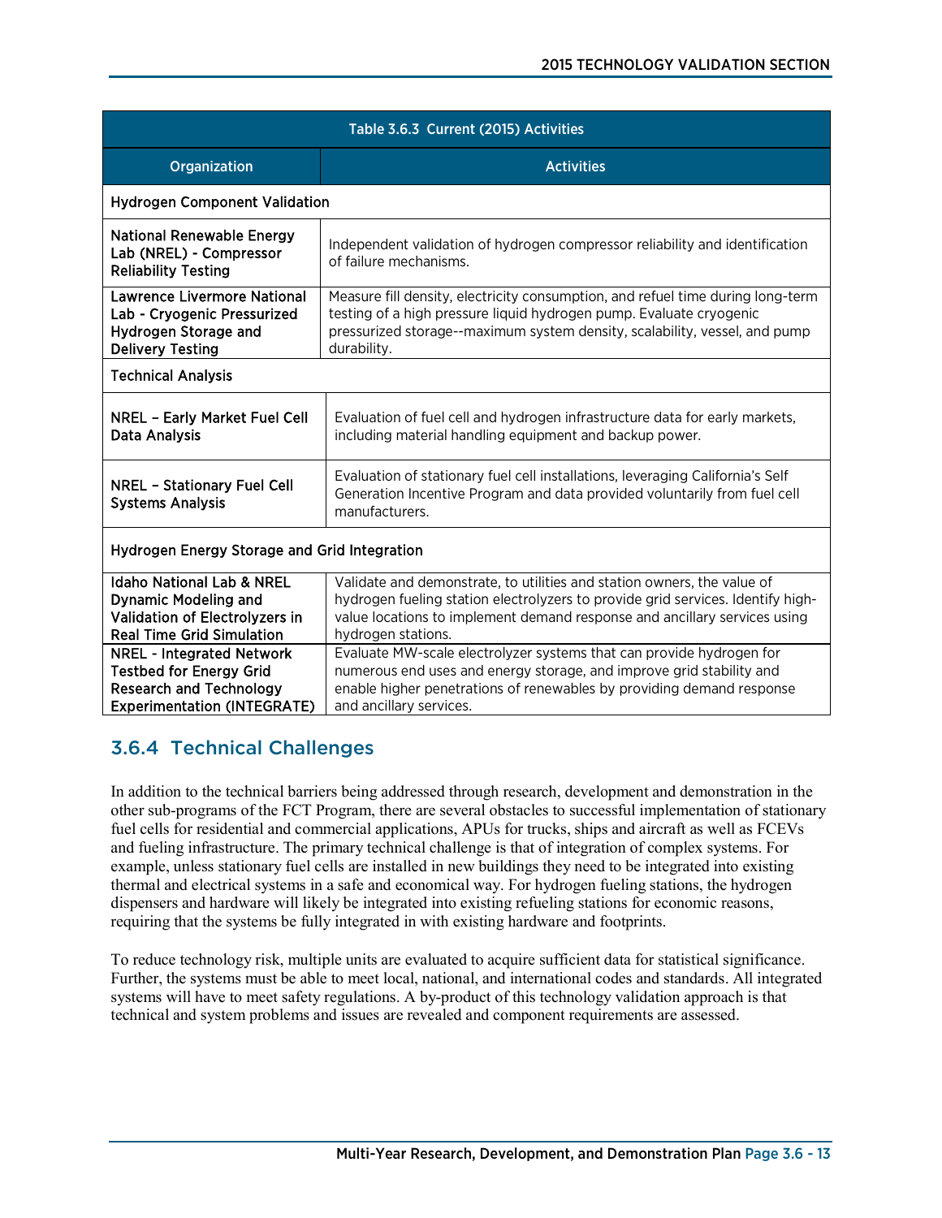| Table 3.6.3 Current (2015) Activities | |
|---|---|
| **Organization** | **Activities** |
| Hydrogen Component Validation | |
| National Renewable Energy Lab (NREL) - Compressor Reliability Testing | Independent validation of hydrogen compressor reliability and identification of failure mechanisms. |
| Lawrence Livermore National Lab - Cryogenic Pressurized Hydrogen Storage and Delivery Testing | Measure fill density, electricity consumption, and refuel time during long-term testing of a high pressure liquid hydrogen pump. Evaluate cryogenic pressurized storage--maximum system density, scalability, vessel, and pump durability. |
| Technical Analysis | |
| NREL – Early Market Fuel Cell Data Analysis | Evaluation of fuel cell and hydrogen infrastructure data for early markets, including material handling equipment and backup power. |
| NREL – Stationary Fuel Cell Systems Analysis | Evaluation of stationary fuel cell installations, leveraging California's Self Generation Incentive Program and data provided voluntarily from fuel cell manufacturers. |
| Hydrogen Energy Storage and Grid Integration | |
| Idaho National Lab & NREL Dynamic Modeling and Validation of Electrolyzers in Real Time Grid Simulation | Validate and demonstrate, to utilities and station owners, the value of hydrogen fueling station electrolyzers to provide grid services. Identify high-value locations to implement demand response and ancillary services using hydrogen stations. |
| NREL - Integrated Network Testbed for Energy Grid Research and Technology Experimentation (INTEGRATE) | Evaluate MW-scale electrolyzer systems that can provide hydrogen for numerous end uses and energy storage, and improve grid stability and enable higher penetrations of renewables by providing demand response and ancillary services. |

## 3.6.4 Technical Challenges

In addition to the technical barriers being addressed through research, development and demonstration in the other sub-programs of the FCT Program, there are several obstacles to successful implementation of stationary fuel cells for residential and commercial applications, APUs for trucks, ships and aircraft as well as FCEVs and fueling infrastructure. The primary technical challenge is that of integration of complex systems. For example, unless stationary fuel cells are installed in new buildings they need to be integrated into existing thermal and electrical systems in a safe and economical way. For hydrogen fueling stations, the hydrogen dispensers and hardware will likely be integrated into existing refueling stations for economic reasons, requiring that the systems be fully integrated in with existing hardware and footprints.

To reduce technology risk, multiple units are evaluated to acquire sufficient data for statistical significance. Further, the systems must be able to meet local, national, and international codes and standards. All integrated systems will have to meet safety regulations. A by-product of this technology validation approach is that technical and system problems and issues are revealed and component requirements are assessed.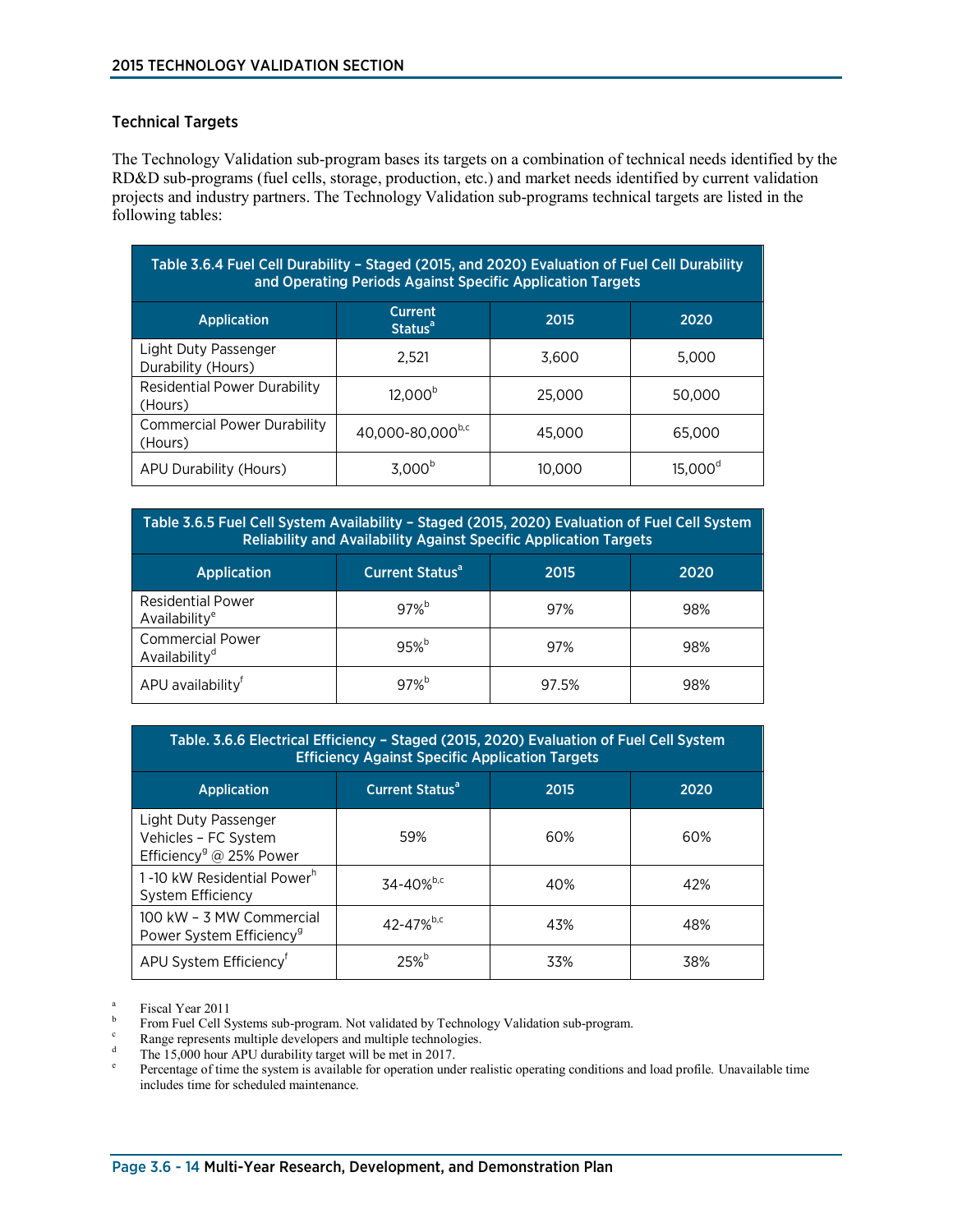### Technical Targets

The Technology Validation sub-program bases its targets on a combination of technical needs identified by the RD&D sub-programs (fuel cells, storage, production, etc.) and market needs identified by current validation projects and industry partners. The Technology Validation sub-programs technical targets are listed in the following tables:

**Table 3.6.4 Fuel Cell Durability – Staged (2015, and 2020) Evaluation of Fuel Cell Durability and Operating Periods Against Specific Application Targets**

| Application | Current Status[a] | 2015 | 2020 |
|---|---|---|---|
| Light Duty Passenger Durability (Hours) | 2,521 | 3,600 | 5,000 |
| Residential Power Durability (Hours) | 12,000[b] | 25,000 | 50,000 |
| Commercial Power Durability (Hours) | 40,000-80,000[b,c] | 45,000 | 65,000 |
| APU Durability (Hours) | 3,000[b] | 10,000 | 15,000[d] |

**Table 3.6.5 Fuel Cell System Availability – Staged (2015, 2020) Evaluation of Fuel Cell System Reliability and Availability Against Specific Application Targets**

| Application | Current Status[a] | 2015 | 2020 |
|---|---|---|---|
| Residential Power Availability[e] | 97%[b] | 97% | 98% |
| Commercial Power Availability[d] | 95%[b] | 97% | 98% |
| APU availability[f] | 97%[b] | 97.5% | 98% |

**Table. 3.6.6 Electrical Efficiency – Staged (2015, 2020) Evaluation of Fuel Cell System Efficiency Against Specific Application Targets**

| Application | Current Status[a] | 2015 | 2020 |
|---|---|---|---|
| Light Duty Passenger Vehicles – FC System Efficiency[g] @ 25% Power | 59% | 60% | 60% |
| 1 -10 kW Residential Power[h] System Efficiency | 34-40%[b,c] | 40% | 42% |
| 100 kW – 3 MW Commercial Power System Efficiency[g] | 42-47%[b,c] | 43% | 48% |
| APU System Efficiency[f] | 25%[b] | 33% | 38% |

[a] Fiscal Year 2011
[b] From Fuel Cell Systems sub-program. Not validated by Technology Validation sub-program.
[c] Range represents multiple developers and multiple technologies.
[d] The 15,000 hour APU durability target will be met in 2017.
[e] Percentage of time the system is available for operation under realistic operating conditions and load profile. Unavailable time includes time for scheduled maintenance.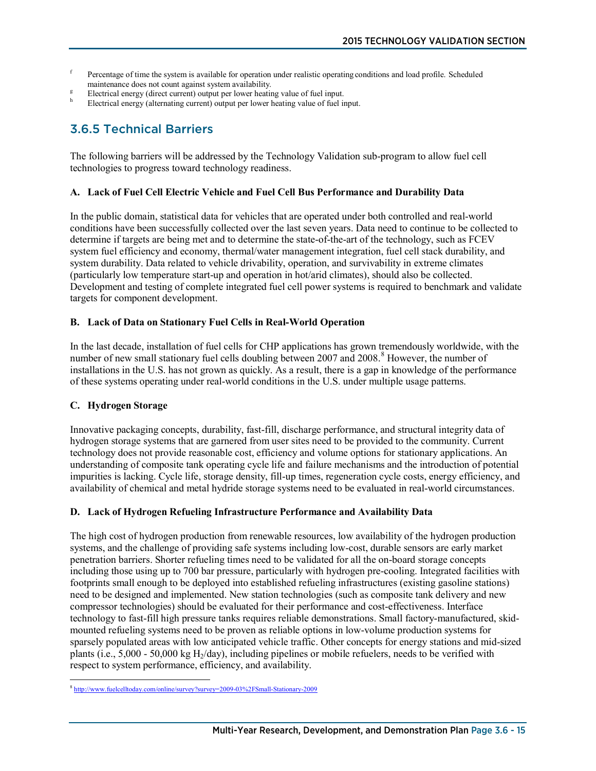[f] Percentage of time the system is available for operation under realistic operating conditions and load profile. Scheduled maintenance does not count against system availability.

[g] Electrical energy (direct current) output per lower heating value of fuel input.

[h] Electrical energy (alternating current) output per lower heating value of fuel input.

## 3.6.5 Technical Barriers

The following barriers will be addressed by the Technology Validation sub-program to allow fuel cell technologies to progress toward technology readiness.

### A. Lack of Fuel Cell Electric Vehicle and Fuel Cell Bus Performance and Durability Data

In the public domain, statistical data for vehicles that are operated under both controlled and real-world conditions have been successfully collected over the last seven years. Data need to continue to be collected to determine if targets are being met and to determine the state-of-the-art of the technology, such as FCEV system fuel efficiency and economy, thermal/water management integration, fuel cell stack durability, and system durability. Data related to vehicle drivability, operation, and survivability in extreme climates (particularly low temperature start-up and operation in hot/arid climates), should also be collected. Development and testing of complete integrated fuel cell power systems is required to benchmark and validate targets for component development.

### B. Lack of Data on Stationary Fuel Cells in Real-World Operation

In the last decade, installation of fuel cells for CHP applications has grown tremendously worldwide, with the number of new small stationary fuel cells doubling between 2007 and 2008.[8] However, the number of installations in the U.S. has not grown as quickly. As a result, there is a gap in knowledge of the performance of these systems operating under real-world conditions in the U.S. under multiple usage patterns.

### C. Hydrogen Storage

Innovative packaging concepts, durability, fast-fill, discharge performance, and structural integrity data of hydrogen storage systems that are garnered from user sites need to be provided to the community. Current technology does not provide reasonable cost, efficiency and volume options for stationary applications. An understanding of composite tank operating cycle life and failure mechanisms and the introduction of potential impurities is lacking. Cycle life, storage density, fill-up times, regeneration cycle costs, energy efficiency, and availability of chemical and metal hydride storage systems need to be evaluated in real-world circumstances.

### D. Lack of Hydrogen Refueling Infrastructure Performance and Availability Data

The high cost of hydrogen production from renewable resources, low availability of the hydrogen production systems, and the challenge of providing safe systems including low-cost, durable sensors are early market penetration barriers. Shorter refueling times need to be validated for all the on-board storage concepts including those using up to 700 bar pressure, particularly with hydrogen pre-cooling. Integrated facilities with footprints small enough to be deployed into established refueling infrastructures (existing gasoline stations) need to be designed and implemented. New station technologies (such as composite tank delivery and new compressor technologies) should be evaluated for their performance and cost-effectiveness. Interface technology to fast-fill high pressure tanks requires reliable demonstrations. Small factory-manufactured, skid-mounted refueling systems need to be proven as reliable options in low-volume production systems for sparsely populated areas with low anticipated vehicle traffic. Other concepts for energy stations and mid-sized plants (i.e., 5,000 - 50,000 kg $H_2$/day), including pipelines or mobile refuelers, needs to be verified with respect to system performance, efficiency, and availability.

[8] http://www.fuelcelltoday.com/online/survey?survey=2009-03%2FSmall-Stationary-2009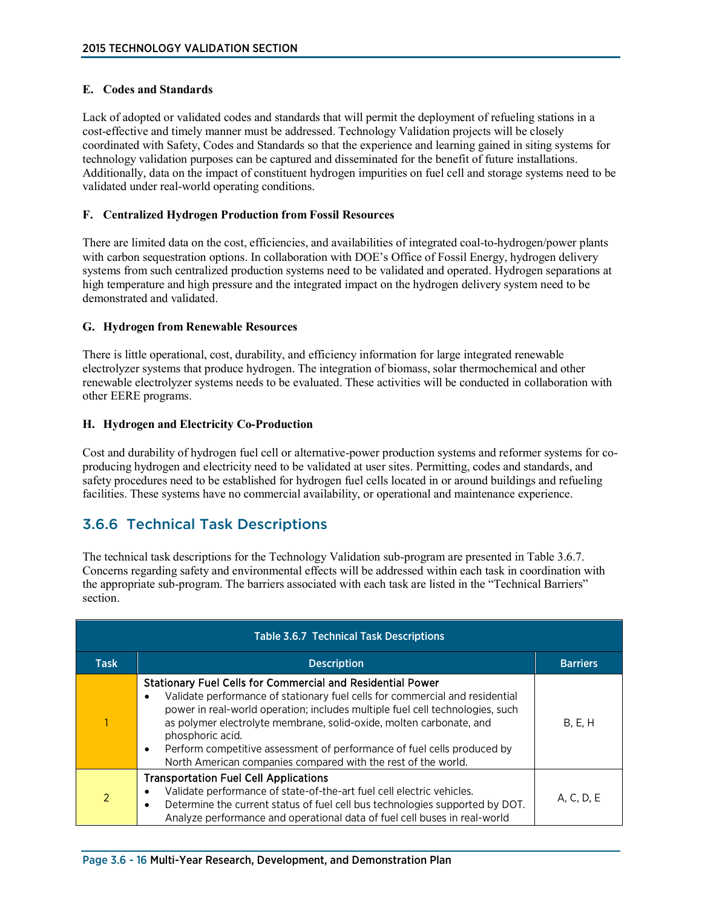**E. Codes and Standards**

Lack of adopted or validated codes and standards that will permit the deployment of refueling stations in a cost-effective and timely manner must be addressed. Technology Validation projects will be closely coordinated with Safety, Codes and Standards so that the experience and learning gained in siting systems for technology validation purposes can be captured and disseminated for the benefit of future installations. Additionally, data on the impact of constituent hydrogen impurities on fuel cell and storage systems need to be validated under real-world operating conditions.

**F. Centralized Hydrogen Production from Fossil Resources**

There are limited data on the cost, efficiencies, and availabilities of integrated coal-to-hydrogen/power plants with carbon sequestration options. In collaboration with DOE's Office of Fossil Energy, hydrogen delivery systems from such centralized production systems need to be validated and operated. Hydrogen separations at high temperature and high pressure and the integrated impact on the hydrogen delivery system need to be demonstrated and validated.

**G. Hydrogen from Renewable Resources**

There is little operational, cost, durability, and efficiency information for large integrated renewable electrolyzer systems that produce hydrogen. The integration of biomass, solar thermochemical and other renewable electrolyzer systems needs to be evaluated. These activities will be conducted in collaboration with other EERE programs.

**H. Hydrogen and Electricity Co-Production**

Cost and durability of hydrogen fuel cell or alternative-power production systems and reformer systems for co-producing hydrogen and electricity need to be validated at user sites. Permitting, codes and standards, and safety procedures need to be established for hydrogen fuel cells located in or around buildings and refueling facilities. These systems have no commercial availability, or operational and maintenance experience.

## 3.6.6 Technical Task Descriptions

The technical task descriptions for the Technology Validation sub-program are presented in Table 3.6.7. Concerns regarding safety and environmental effects will be addressed within each task in coordination with the appropriate sub-program. The barriers associated with each task are listed in the "Technical Barriers" section.

**Table 3.6.7 Technical Task Descriptions**

| Task | Description | Barriers |
|---|---|---|
| 1 | **Stationary Fuel Cells for Commercial and Residential Power**<br>• Validate performance of stationary fuel cells for commercial and residential power in real-world operation; includes multiple fuel cell technologies, such as polymer electrolyte membrane, solid-oxide, molten carbonate, and phosphoric acid.<br>• Perform competitive assessment of performance of fuel cells produced by North American companies compared with the rest of the world. | B, E, H |
| 2 | **Transportation Fuel Cell Applications**<br>• Validate performance of state-of-the-art fuel cell electric vehicles.<br>• Determine the current status of fuel cell bus technologies supported by DOT. Analyze performance and operational data of fuel cell buses in real-world | A, C, D, E |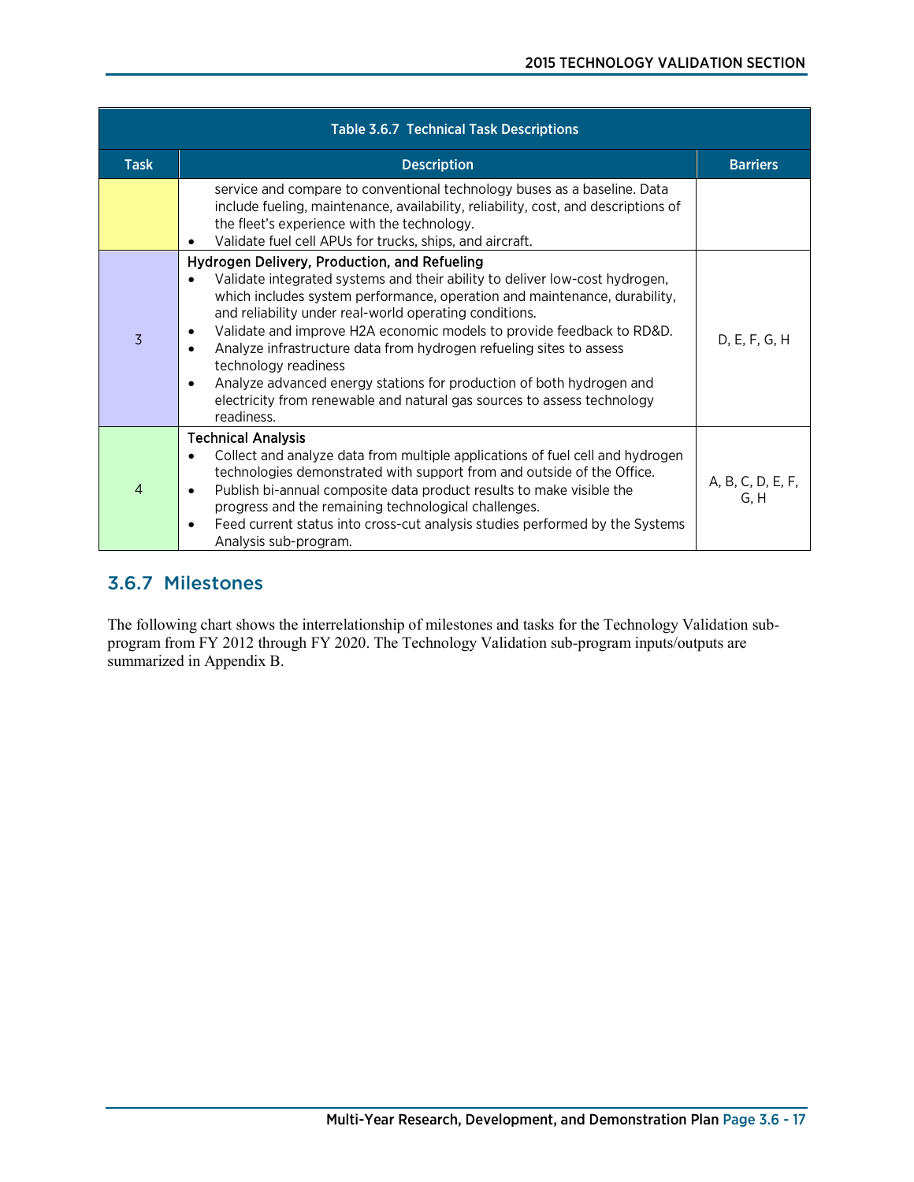| Table 3.6.7 Technical Task Descriptions | | |
|---|---|---|
| **Task** | **Description** | **Barriers** |
| | service and compare to conventional technology buses as a baseline. Data include fueling, maintenance, availability, reliability, cost, and descriptions of the fleet's experience with the technology.<br>• Validate fuel cell APUs for trucks, ships, and aircraft. | |
| 3 | Hydrogen Delivery, Production, and Refueling<br>• Validate integrated systems and their ability to deliver low-cost hydrogen, which includes system performance, operation and maintenance, durability, and reliability under real-world operating conditions.<br>• Validate and improve H2A economic models to provide feedback to RD&D.<br>• Analyze infrastructure data from hydrogen refueling sites to assess technology readiness<br>• Analyze advanced energy stations for production of both hydrogen and electricity from renewable and natural gas sources to assess technology readiness. | D, E, F, G, H |
| 4 | Technical Analysis<br>• Collect and analyze data from multiple applications of fuel cell and hydrogen technologies demonstrated with support from and outside of the Office.<br>• Publish bi-annual composite data product results to make visible the progress and the remaining technological challenges.<br>• Feed current status into cross-cut analysis studies performed by the Systems Analysis sub-program. | A, B, C, D, E, F, G, H |

## 3.6.7 Milestones

The following chart shows the interrelationship of milestones and tasks for the Technology Validation sub-program from FY 2012 through FY 2020. The Technology Validation sub-program inputs/outputs are summarized in Appendix B.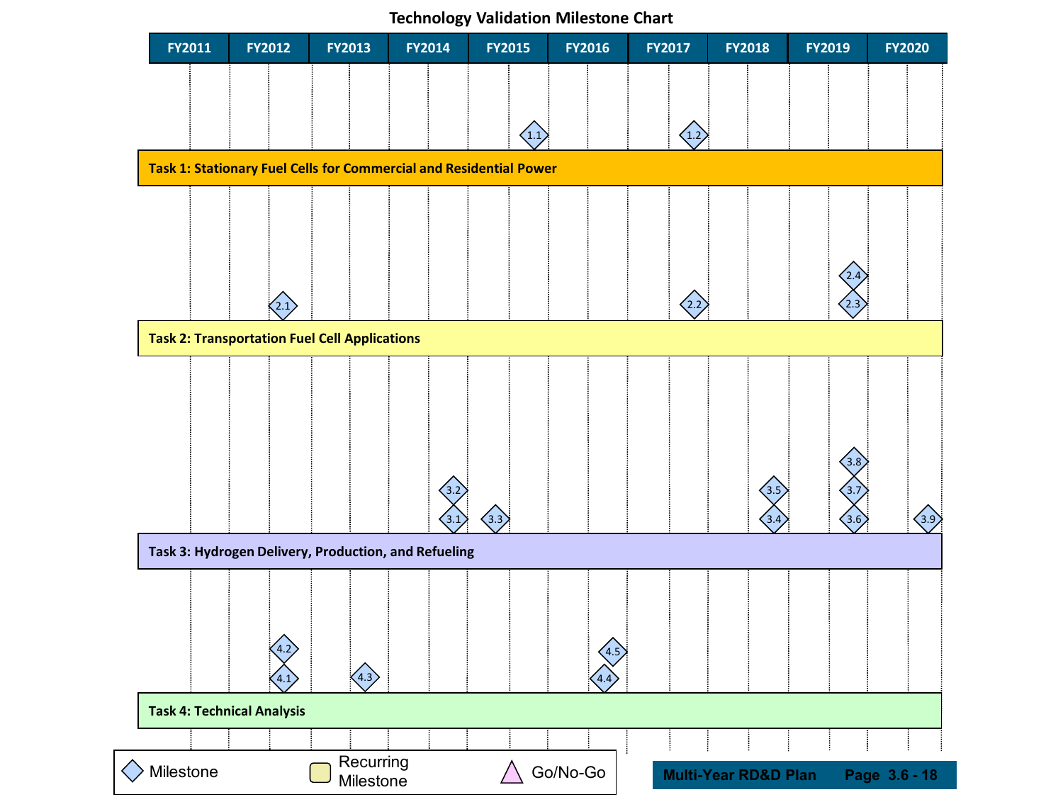# Technology Validation Milestone Chart

FY2011 FY2012 FY2013 FY2014 FY2015 FY2016 FY2017 FY2018 FY2019 FY2020

1.1
1.2

Task 1: Stationary Fuel Cells for Commercial and Residential Power

2.4
2.1
2.2
2.3

Task 2: Transportation Fuel Cell Applications

3.8
3.2
3.5
3.7
3.1
3.3
3.4
3.6
3.9

Task 3: Hydrogen Delivery, Production, and Refueling

4.2
4.5
4.1
4.3
4.4

Task 4: Technical Analysis

Milestone
Recurring Milestone
Go/No-Go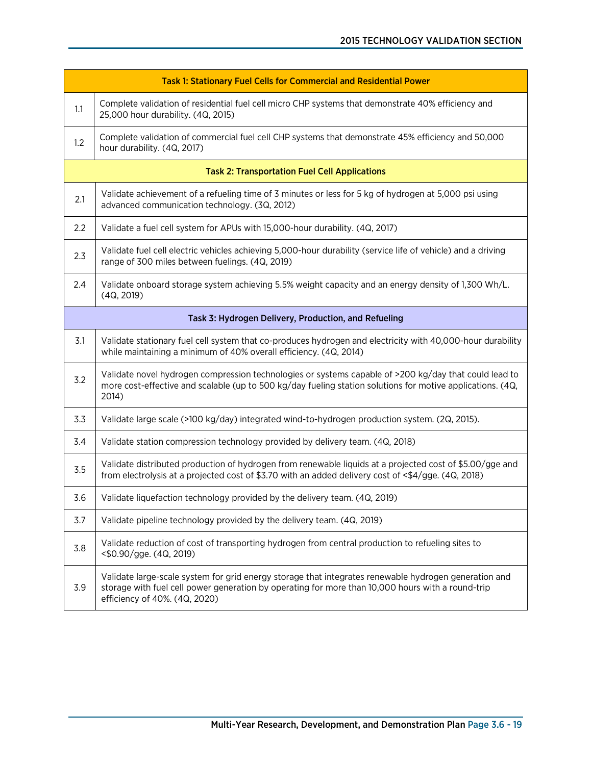| | |
|---|---|
| **Task 1: Stationary Fuel Cells for Commercial and Residential Power** | |
| 1.1 | Complete validation of residential fuel cell micro CHP systems that demonstrate 40% efficiency and 25,000 hour durability. (4Q, 2015) |
| 1.2 | Complete validation of commercial fuel cell CHP systems that demonstrate 45% efficiency and 50,000 hour durability. (4Q, 2017) |
| **Task 2: Transportation Fuel Cell Applications** | |
| 2.1 | Validate achievement of a refueling time of 3 minutes or less for 5 kg of hydrogen at 5,000 psi using advanced communication technology. (3Q, 2012) |
| 2.2 | Validate a fuel cell system for APUs with 15,000-hour durability. (4Q, 2017) |
| 2.3 | Validate fuel cell electric vehicles achieving 5,000-hour durability (service life of vehicle) and a driving range of 300 miles between fuelings. (4Q, 2019) |
| 2.4 | Validate onboard storage system achieving 5.5% weight capacity and an energy density of 1,300 Wh/L. (4Q, 2019) |
| **Task 3: Hydrogen Delivery, Production, and Refueling** | |
| 3.1 | Validate stationary fuel cell system that co-produces hydrogen and electricity with 40,000-hour durability while maintaining a minimum of 40% overall efficiency. (4Q, 2014) |
| 3.2 | Validate novel hydrogen compression technologies or systems capable of >200 kg/day that could lead to more cost-effective and scalable (up to 500 kg/day fueling station solutions for motive applications. (4Q, 2014) |
| 3.3 | Validate large scale (>100 kg/day) integrated wind-to-hydrogen production system. (2Q, 2015). |
| 3.4 | Validate station compression technology provided by delivery team. (4Q, 2018) |
| 3.5 | Validate distributed production of hydrogen from renewable liquids at a projected cost of $5.00/gge and from electrolysis at a projected cost of $3.70 with an added delivery cost of <$4/gge. (4Q, 2018) |
| 3.6 | Validate liquefaction technology provided by the delivery team. (4Q, 2019) |
| 3.7 | Validate pipeline technology provided by the delivery team. (4Q, 2019) |
| 3.8 | Validate reduction of cost of transporting hydrogen from central production to refueling sites to <$0.90/gge. (4Q, 2019) |
| 3.9 | Validate large-scale system for grid energy storage that integrates renewable hydrogen generation and storage with fuel cell power generation by operating for more than 10,000 hours with a round-trip efficiency of 40%. (4Q, 2020) |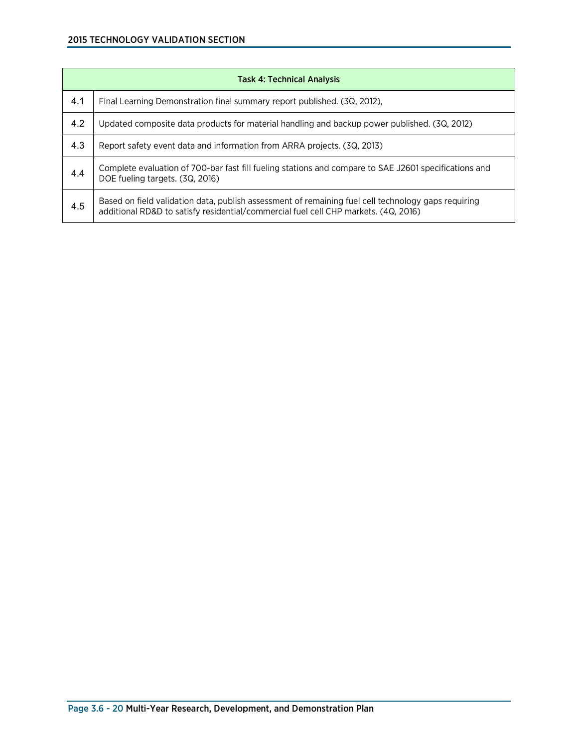| Task 4: Technical Analysis | |
| --- | --- |
| 4.1 | Final Learning Demonstration final summary report published. (3Q, 2012), |
| 4.2 | Updated composite data products for material handling and backup power published. (3Q, 2012) |
| 4.3 | Report safety event data and information from ARRA projects. (3Q, 2013) |
| 4.4 | Complete evaluation of 700-bar fast fill fueling stations and compare to SAE J2601 specifications and DOE fueling targets. (3Q, 2016) |
| 4.5 | Based on field validation data, publish assessment of remaining fuel cell technology gaps requiring additional RD&D to satisfy residential/commercial fuel cell CHP markets. (4Q, 2016) |